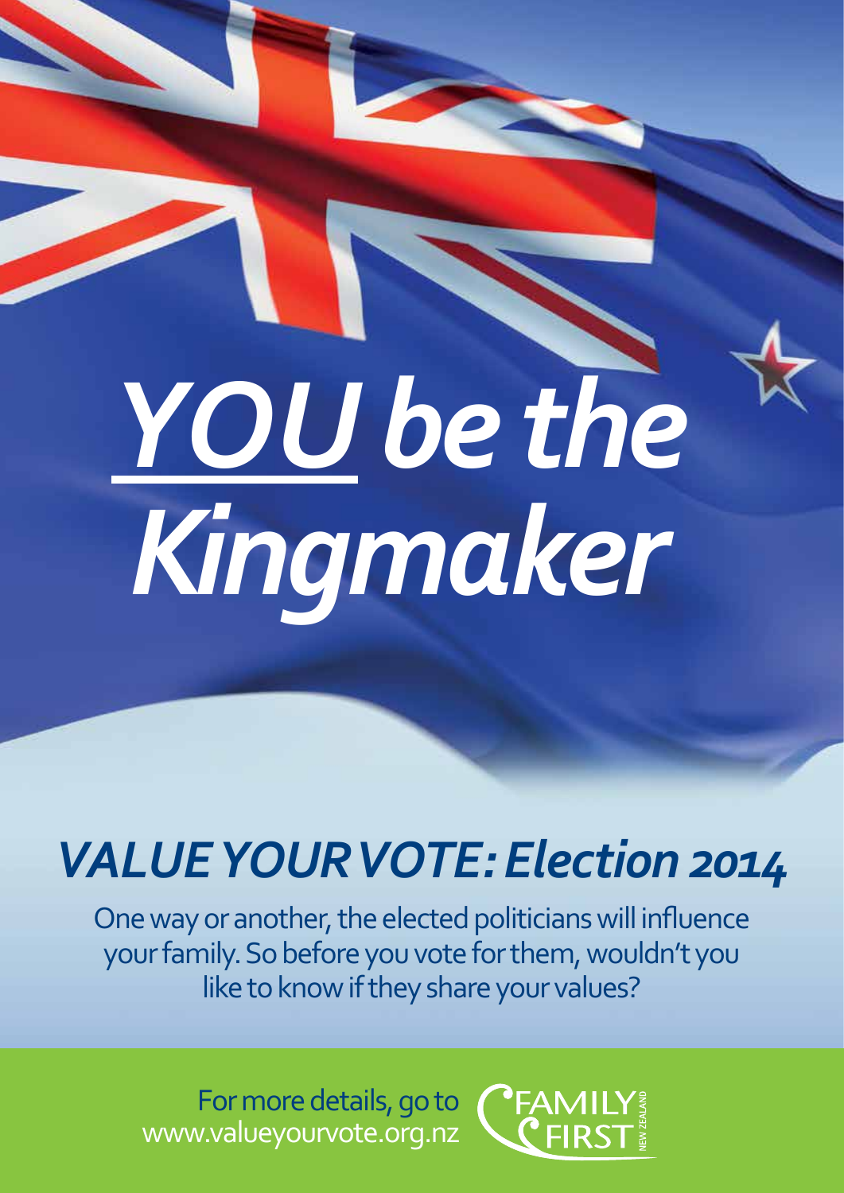# *<u>YOU</u> be the Kingmaker*

## *VALUE YOUR VOTE: Election 2014*

One way or another, the elected politicians will influence your family. So before you vote for them, wouldn't you like to know if they share your values?

For more details, go to www.valueyourvote.org.nz

FAMILY FIRST NEW ZEALAND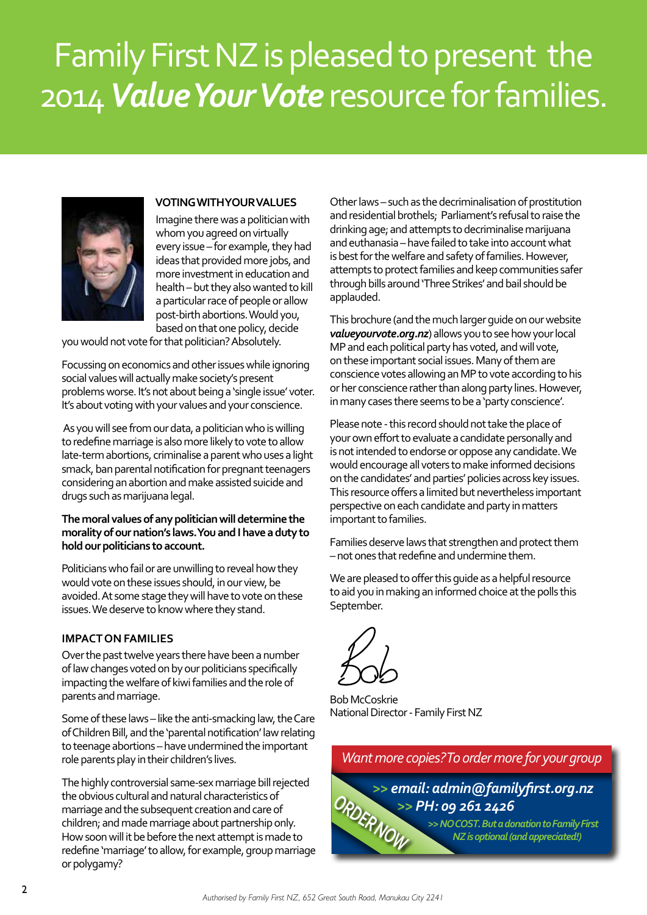# Family First NZ is pleased to present the 2014 *Value Your Vote* resource for families.

### VOTING WITH YOUR VALUES

Imagine there was a politician with whom you agreed on virtually every issue – for example, they had ideas that provided more jobs, and more investment in education and health – but they also wanted to kill a particular race of people or allow post-birth abortions. Would you, based on that one policy, decide you would not vote for that politician? Absolutely.

Focussing on economics and other issues while ignoring social values will actually make society's present problems worse. It's not about being a 'single issue' voter. It's about voting with your values and your conscience.

As you will see from our data, a politician who is willing to redefine marriage is also more likely to vote to allow late-term abortions, criminalise a parent who uses a light smack, ban parental notification for pregnant teenagers considering an abortion and make assisted suicide and drugs such as marijuana legal.

**The moral values of any politician will determine the morality of our nation's laws. You and I have a duty to hold our politicians to account.**

Politicians who fail or are unwilling to reveal how they would vote on these issues should, in our view, be avoided. At some stage they will have to vote on these issues. We deserve to know where they stand.

### IMPACT ON FAMILIES

Over the past twelve years there have been a number of law changes voted on by our politicians specifically impacting the welfare of kiwi families and the role of parents and marriage.

Some of these laws – like the anti-smacking law, the Care of Children Bill, and the 'parental notification' law relating to teenage abortions – have undermined the important role parents play in their children's lives.

The highly controversial same-sex marriage bill rejected the obvious cultural and natural characteristics of marriage and the subsequent creation and care of children; and made marriage about partnership only. How soon will it be before the next attempt is made to redefine 'marriage' to allow, for example, group marriage or polygamy?

Other laws – such as the decriminalisation of prostitution and residential brothels; Parliament's refusal to raise the drinking age; and attempts to decriminalise marijuana and euthanasia – have failed to take into account what is best for the welfare and safety of families. However, attempts to protect families and keep communities safer through bills around 'Three Strikes' and bail should be applauded.

This brochure (and the much larger guide on our website ***valueyourvote.org.nz***) allows you to see how your local MP and each political party has voted, and will vote, on these important social issues. Many of them are conscience votes allowing an MP to vote according to his or her conscience rather than along party lines. However, in many cases there seems to be a 'party conscience'.

Please note - this record should not take the place of your own effort to evaluate a candidate personally and is not intended to endorse or oppose any candidate. We would encourage all voters to make informed decisions on the candidates' and parties' policies across key issues. This resource offers a limited but nevertheless important perspective on each candidate and party in matters important to families.

Families deserve laws that strengthen and protect them – not ones that redefine and undermine them.

We are pleased to offer this guide as a helpful resource to aid you in making an informed choice at the polls this September.

Bob

Bob McCoskrie
National Director - Family First NZ

*Want more copies? To order more for your group*

ORDER NOW

**>> email: admin@familyfirst.org.nz**
**>> PH: 09 261 2426**
*>> NO COST. But a donation to Family First NZ is optional (and appreciated!)*

*Authorised by Family First NZ, 652 Great South Road, Manukau City 2241*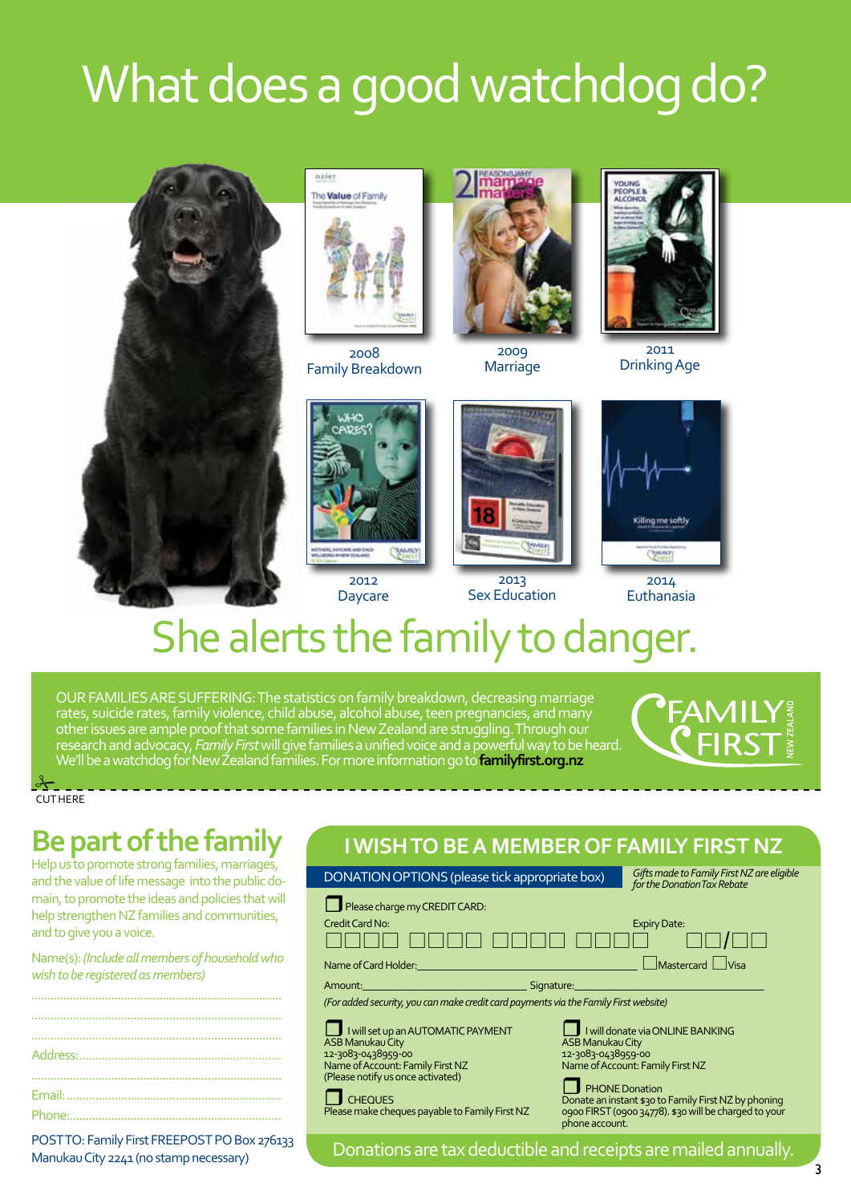# What does a good watchdog do?

2008
Family Breakdown

2009
Marriage

2011
Drinking Age

2012
Daycare

2013
Sex Education

2014
Euthanasia

## She alerts the family to danger.

OUR FAMILIES ARE SUFFERING: The statistics on family breakdown, decreasing marriage rates, suicide rates, family violence, child abuse, alcohol abuse, teen pregnancies, and many other issues are ample proof that some families in New Zealand are struggling. Through our research and advocacy, *Family First* will give families a unified voice and a powerful way to be heard. We'll be a watchdog for New Zealand families. For more information go to **familyfirst.org.nz**

FAMILY FIRST NEW ZEALAND

CUT HERE

## Be part of the family

Help us to promote strong families, marriages, and the value of life message into the public domain, to promote the ideas and policies that will help strengthen NZ families and communities, and to give you a voice.

Name(s): *(Include all members of household who wish to be registered as members)*

..........................................................................

..........................................................................

..........................................................................

Address:..................................................................

..........................................................................

Email:.....................................................................

Phone:....................................................................

POST TO: Family First FREEPOST PO Box 276133 Manukau City 2241 (no stamp necessary)

## I WISH TO BE A MEMBER OF FAMILY FIRST NZ

DONATION OPTIONS (please tick appropriate box) — *Gifts made to Family First NZ are eligible for the Donation Tax Rebate*

☐ Please charge my CREDIT CARD:

Credit Card No: ☐☐☐☐ ☐☐☐☐ ☐☐☐☐ ☐☐☐☐ Expiry Date: ☐☐/☐☐

Name of Card Holder:______________________ ☐ Mastercard ☐ Visa

Amount:______________________ Signature:______________________

*(For added security, you can make credit card payments via the Family First website)*

☐ I will set up an AUTOMATIC PAYMENT
ASB Manukau City
12-3083-0438959-00
Name of Account: Family First NZ
(Please notify us once activated)

☐ CHEQUES
Please make cheques payable to Family First NZ

☐ I will donate via ONLINE BANKING
ASB Manukau City
12-3083-0438959-00
Name of Account: Family First NZ

☐ PHONE Donation
Donate an instant $30 to Family First NZ by phoning 0900 FIRST (0900 34778). $30 will be charged to your phone account.

Donations are tax deductible and receipts are mailed annually.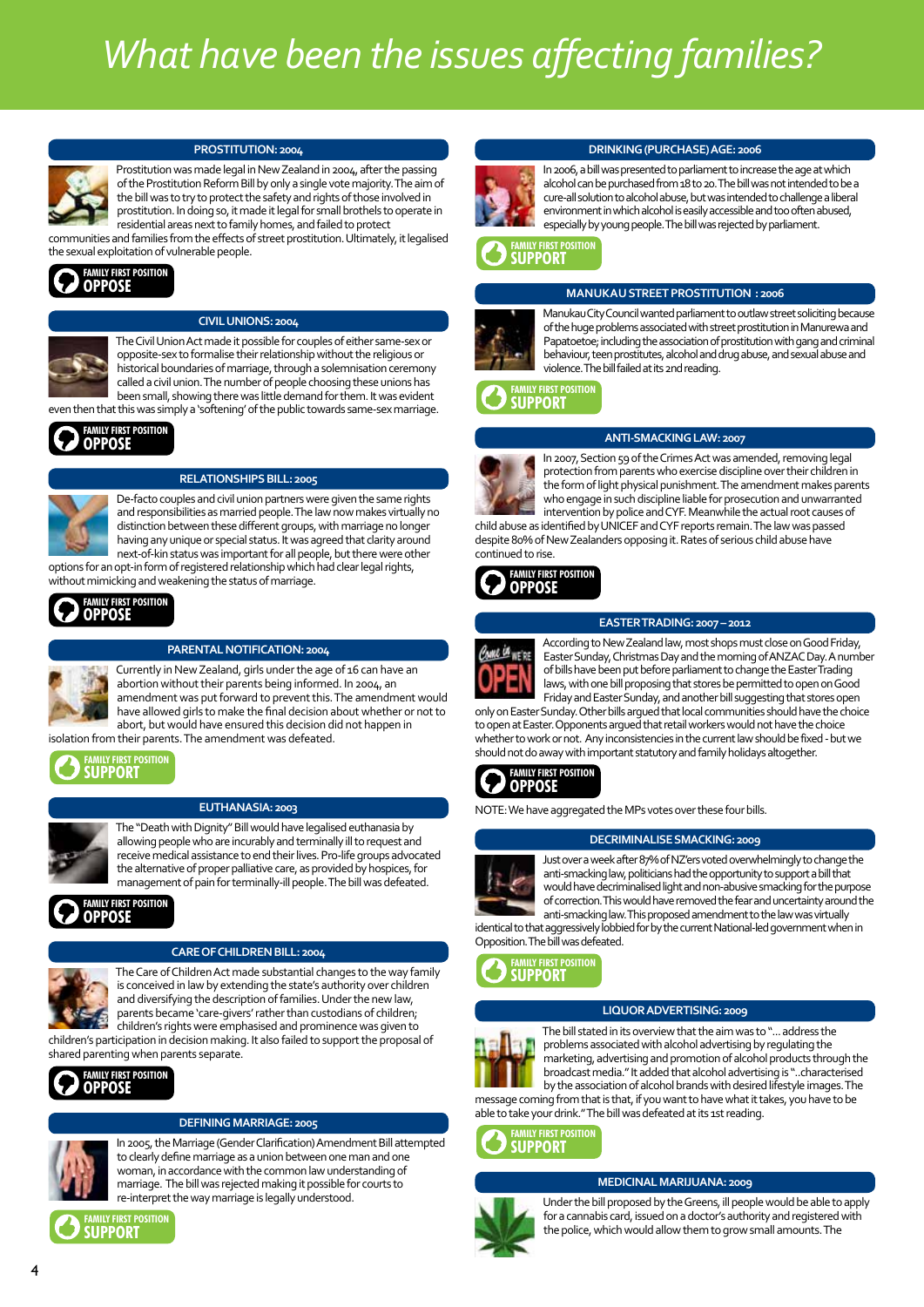# What have been the issues affecting families?

## PROSTITUTION: 2004

Prostitution was made legal in New Zealand in 2004, after the passing of the Prostitution Reform Bill by only a single vote majority. The aim of the bill was to try to protect the safety and rights of those involved in prostitution. In doing so, it made it legal for small brothels to operate in residential areas next to family homes, and failed to protect communities and families from the effects of street prostitution. Ultimately, it legalised the sexual exploitation of vulnerable people.

**FAMILY FIRST POSITION: OPPOSE**

## CIVIL UNIONS: 2004

The Civil Union Act made it possible for couples of either same-sex or opposite-sex to formalise their relationship without the religious or historical boundaries of marriage, through a solemnisation ceremony called a civil union. The number of people choosing these unions has been small, showing there was little demand for them. It was evident even then that this was simply a 'softening' of the public towards same-sex marriage.

**FAMILY FIRST POSITION: OPPOSE**

## RELATIONSHIPS BILL: 2005

De-facto couples and civil union partners were given the same rights and responsibilities as married people. The law now makes virtually no distinction between these different groups, with marriage no longer having any unique or special status. It was agreed that clarity around next-of-kin status was important for all people, but there were other options for an opt-in form of registered relationship which had clear legal rights, without mimicking and weakening the status of marriage.

**FAMILY FIRST POSITION: OPPOSE**

## PARENTAL NOTIFICATION: 2004

Currently in New Zealand, girls under the age of 16 can have an abortion without their parents being informed. In 2004, an amendment was put forward to prevent this. The amendment would have allowed girls to make the final decision about whether or not to abort, but would have ensured this decision did not happen in isolation from their parents. The amendment was defeated.

**FAMILY FIRST POSITION: SUPPORT**

## EUTHANASIA: 2003

The "Death with Dignity" Bill would have legalised euthanasia by allowing people who are incurably and terminally ill to request and receive medical assistance to end their lives. Pro-life groups advocated the alternative of proper palliative care, as provided by hospices, for management of pain for terminally-ill people. The bill was defeated.

**FAMILY FIRST POSITION: OPPOSE**

## CARE OF CHILDREN BILL: 2004

The Care of Children Act made substantial changes to the way family is conceived in law by extending the state's authority over children and diversifying the description of families. Under the new law, parents became 'care-givers' rather than custodians of children; children's rights were emphasised and prominence was given to children's participation in decision making. It also failed to support the proposal of shared parenting when parents separate.

**FAMILY FIRST POSITION: OPPOSE**

## DEFINING MARRIAGE: 2005

In 2005, the Marriage (Gender Clarification) Amendment Bill attempted to clearly define marriage as a union between one man and one woman, in accordance with the common law understanding of marriage. The bill was rejected making it possible for courts to re-interpret the way marriage is legally understood.

**FAMILY FIRST POSITION: SUPPORT**

## DRINKING (PURCHASE) AGE: 2006

In 2006, a bill was presented to parliament to increase the age at which alcohol can be purchased from 18 to 20. The bill was not intended to be a cure-all solution to alcohol abuse, but was intended to challenge a liberal environment in which alcohol is easily accessible and too often abused, especially by young people. The bill was rejected by parliament.

**FAMILY FIRST POSITION: SUPPORT**

## MANUKAU STREET PROSTITUTION : 2006

Manukau City Council wanted parliament to outlaw street soliciting because of the huge problems associated with street prostitution in Manurewa and Papatoetoe; including the association of prostitution with gang and criminal behaviour, teen prostitutes, alcohol and drug abuse, and sexual abuse and violence. The bill failed at its 2nd reading.

**FAMILY FIRST POSITION: SUPPORT**

## ANTI-SMACKING LAW: 2007

In 2007, Section 59 of the Crimes Act was amended, removing legal protection from parents who exercise discipline over their children in the form of light physical punishment. The amendment makes parents who engage in such discipline liable for prosecution and unwarranted intervention by police and CYF. Meanwhile the actual root causes of child abuse as identified by UNICEF and CYF reports remain. The law was passed despite 80% of New Zealanders opposing it. Rates of serious child abuse have continued to rise.

**FAMILY FIRST POSITION: OPPOSE**

## EASTER TRADING: 2007 – 2012

According to New Zealand law, most shops must close on Good Friday, Easter Sunday, Christmas Day and the morning of ANZAC Day. A number of bills have been put before parliament to change the Easter Trading laws, with one bill proposing that stores be permitted to open on Good Friday and Easter Sunday, and another bill suggesting that stores open only on Easter Sunday. Other bills argued that local communities should have the choice to open at Easter. Opponents argued that retail workers would not have the choice whether to work or not. Any inconsistencies in the current law should be fixed - but we should not do away with important statutory and family holidays altogether.

**FAMILY FIRST POSITION: OPPOSE**

NOTE: We have aggregated the MPs votes over these four bills.

## DECRIMINALISE SMACKING: 2009

Just over a week after 87% of NZ'ers voted overwhelmingly to change the anti-smacking law, politicians had the opportunity to support a bill that would have decriminalised light and non-abusive smacking for the purpose of correction. This would have removed the fear and uncertainty around the anti-smacking law. This proposed amendment to the law was virtually identical to that aggressively lobbied for by the current National-led government when in Opposition. The bill was defeated.

**FAMILY FIRST POSITION: SUPPORT**

## LIQUOR ADVERTISING: 2009

The bill stated in its overview that the aim was to "... address the problems associated with alcohol advertising by regulating the marketing, advertising and promotion of alcohol products through the broadcast media." It added that alcohol advertising is "..characterised by the association of alcohol brands with desired lifestyle images. The message coming from that is that, if you want to have what it takes, you have to be able to take your drink." The bill was defeated at its 1st reading.

**FAMILY FIRST POSITION: SUPPORT**

## MEDICINAL MARIJUANA: 2009

Under the bill proposed by the Greens, ill people would be able to apply for a cannabis card, issued on a doctor's authority and registered with the police, which would allow them to grow small amounts. The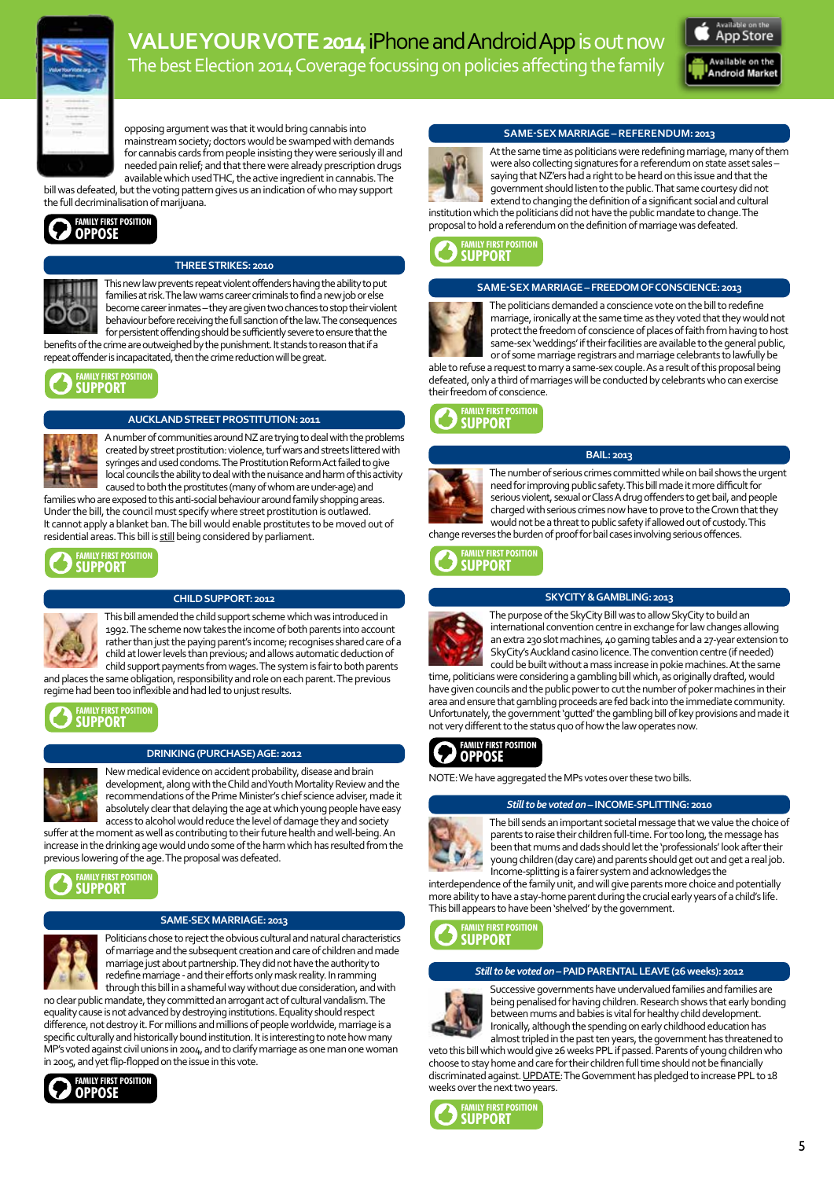# VALUE YOUR VOTE 2014 iPhone and Android App is out now

The best Election 2014 Coverage focussing on policies affecting the family

Available on the App Store | Available on the Android Market

opposing argument was that it would bring cannabis into mainstream society; doctors would be swamped with demands for cannabis cards from people insisting they were seriously ill and needed pain relief; and that there were already prescription drugs available which used THC, the active ingredient in cannabis. The bill was defeated, but the voting pattern gives us an indication of who may support the full decriminalisation of marijuana.

**FAMILY FIRST POSITION: OPPOSE**

## THREE STRIKES: 2010

This new law prevents repeat violent offenders having the ability to put families at risk. The law warns career criminals to find a new job or else become career inmates – they are given two chances to stop their violent behaviour before receiving the full sanction of the law. The consequences for persistent offending should be sufficiently severe to ensure that the benefits of the crime are outweighed by the punishment. It stands to reason that if a repeat offender is incapacitated, then the crime reduction will be great.

**FAMILY FIRST POSITION: SUPPORT**

## AUCKLAND STREET PROSTITUTION: 2011

A number of communities around NZ are trying to deal with the problems created by street prostitution: violence, turf wars and streets littered with syringes and used condoms. The Prostitution Reform Act failed to give local councils the ability to deal with the nuisance and harm of this activity caused to both the prostitutes (many of whom are under-age) and families who are exposed to this anti-social behaviour around family shopping areas. Under the bill, the council must specify where street prostitution is outlawed. It cannot apply a blanket ban. The bill would enable prostitutes to be moved out of residential areas. This bill is still being considered by parliament.

**FAMILY FIRST POSITION: SUPPORT**

## CHILD SUPPORT: 2012

This bill amended the child support scheme which was introduced in 1992. The scheme now takes the income of both parents into account rather than just the paying parent's income; recognises shared care of a child at lower levels than previous; and allows automatic deduction of child support payments from wages. The system is fair to both parents and places the same obligation, responsibility and role on each parent. The previous regime had been too inflexible and had led to unjust results.

**FAMILY FIRST POSITION: SUPPORT**

## DRINKING (PURCHASE) AGE: 2012

New medical evidence on accident probability, disease and brain development, along with the Child and Youth Mortality Review and the recommendations of the Prime Minister's chief science adviser, made it absolutely clear that delaying the age at which young people have easy access to alcohol would reduce the level of damage they and society suffer at the moment as well as contributing to their future health and well-being. An increase in the drinking age would undo some of the harm which has resulted from the previous lowering of the age. The proposal was defeated.

**FAMILY FIRST POSITION: SUPPORT**

## SAME-SEX MARRIAGE: 2013

Politicians chose to reject the obvious cultural and natural characteristics of marriage and the subsequent creation and care of children and made marriage just about partnership. They did not have the authority to redefine marriage - and their efforts only mask reality. In ramming through this bill in a shameful way without due consideration, and with no clear public mandate, they committed an arrogant act of cultural vandalism. The equality cause is not advanced by destroying institutions. Equality should respect difference, not destroy it. For millions and millions of people worldwide, marriage is a specific culturally and historically bound institution. It is interesting to note how many MP's voted against civil unions in 2004, and to clarify marriage as one man one woman in 2005, and yet flip-flopped on the issue in this vote.

**FAMILY FIRST POSITION: OPPOSE**

## SAME-SEX MARRIAGE – REFERENDUM: 2013

At the same time as politicians were redefining marriage, many of them were also collecting signatures for a referendum on state asset sales – saying that NZ'ers had a right to be heard on this issue and that the government should listen to the public. That same courtesy did not extend to changing the definition of a significant social and cultural institution which the politicians did not have the public mandate to change. The proposal to hold a referendum on the definition of marriage was defeated.

**FAMILY FIRST POSITION: SUPPORT**

## SAME-SEX MARRIAGE – FREEDOM OF CONSCIENCE: 2013

The politicians demanded a conscience vote on the bill to redefine marriage, ironically at the same time as they voted that they would not protect the freedom of conscience of places of faith from having to host same-sex 'weddings' if their facilities are available to the general public, or of some marriage registrars and marriage celebrants to lawfully be able to refuse a request to marry a same-sex couple. As a result of this proposal being defeated, only a third of marriages will be conducted by celebrants who can exercise their freedom of conscience.

**FAMILY FIRST POSITION: SUPPORT**

## BAIL: 2013

The number of serious crimes committed while on bail shows the urgent need for improving public safety. This bill made it more difficult for serious violent, sexual or Class A drug offenders to get bail, and people charged with serious crimes now have to prove to the Crown that they would not be a threat to public safety if allowed out of custody. This change reverses the burden of proof for bail cases involving serious offences.

**FAMILY FIRST POSITION: SUPPORT**

## SKYCITY & GAMBLING: 2013

The purpose of the SkyCity Bill was to allow SkyCity to build an international convention centre in exchange for law changes allowing an extra 230 slot machines, 40 gaming tables and a 27-year extension to SkyCity's Auckland casino licence. The convention centre (if needed) could be built without a mass increase in pokie machines. At the same time, politicians were considering a gambling bill which, as originally drafted, would have given councils and the public power to cut the number of poker machines in their area and ensure that gambling proceeds are fed back into the immediate community. Unfortunately, the government 'gutted' the gambling bill of key provisions and made it not very different to the status quo of how the law operates now.

**FAMILY FIRST POSITION: OPPOSE**

NOTE: We have aggregated the MPs votes over these two bills.

## *Still to be voted on* – INCOME-SPLITTING: 2010

The bill sends an important societal message that we value the choice of parents to raise their children full-time. For too long, the message has been that mums and dads should let the 'professionals' look after their young children (day care) and parents should get out and get a real job. Income-splitting is a fairer system and acknowledges the interdependence of the family unit, and will give parents more choice and potentially more ability to have a stay-home parent during the crucial early years of a child's life. This bill appears to have been 'shelved' by the government.

**FAMILY FIRST POSITION: SUPPORT**

## *Still to be voted on* – PAID PARENTAL LEAVE (26 weeks): 2012

Successive governments have undervalued families and families are being penalised for having children. Research shows that early bonding between mums and babies is vital for healthy child development. Ironically, although the spending on early childhood education has almost tripled in the past ten years, the government has threatened to veto this bill which would give 26 weeks PPL if passed. Parents of young children who choose to stay home and care for their children full time should not be financially discriminated against. UPDATE: The Government has pledged to increase PPL to 18 weeks over the next two years.

**FAMILY FIRST POSITION: SUPPORT**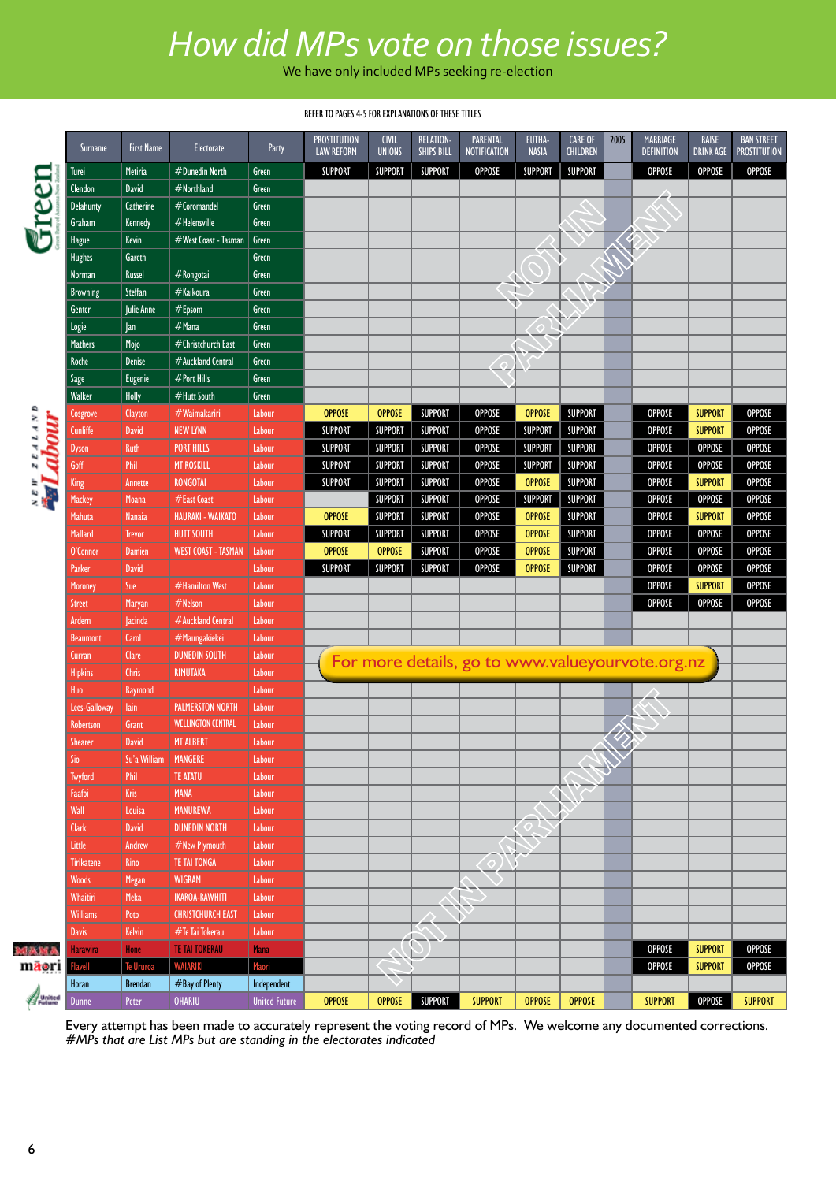# How did MPs vote on those issues?

We have only included MPs seeking re-election

REFER TO PAGES 4-5 FOR EXPLANATIONS OF THESE TITLES

| Surname | First Name | Electorate | Party | PROSTITUTION LAW REFORM | CIVIL UNIONS | RELATION-SHIPS BILL | PARENTAL NOTIFICATION | EUTHA-NASIA | CARE OF CHILDREN | 2005 | MARRIAGE DEFINITION | RAISE DRINK AGE | BAN STREET PROSTITUTION |
|---|---|---|---|---|---|---|---|---|---|---|---|---|---|
| Turei | Metiria | #Dunedin North | Green | SUPPORT | SUPPORT | SUPPORT | OPPOSE | SUPPORT | SUPPORT | | OPPOSE | OPPOSE | OPPOSE |
| Clendon | David | #Northland | Green | | | | | | | | | | |
| Delahunty | Catherine | #Coromandel | Green | | | | | | | | | | |
| Graham | Kennedy | #Helensville | Green | | | | | | | | | | |
| Hague | Kevin | #West Coast - Tasman | Green | | | | | | | | | | |
| Hughes | Gareth | | Green | | | | | | | | | | |
| Norman | Russel | #Rongotai | Green | | | | | | | | | | |
| Browning | Steffan | #Kaikoura | Green | | | | | | | | | | |
| Genter | Julie Anne | #Epsom | Green | | | | | | | | | | |
| Logie | Jan | #Mana | Green | | | | | | | | | | |
| Mathers | Mojo | #Christchurch East | Green | | | | | | | | | | |
| Roche | Denise | #Auckland Central | Green | | | | | | | | | | |
| Sage | Eugenie | #Port Hills | Green | | | | | | | | | | |
| Walker | Holly | #Hutt South | Green | | | | | | | | | | |
| Cosgrove | Clayton | #Waimakariri | Labour | OPPOSE | OPPOSE | SUPPORT | OPPOSE | OPPOSE | SUPPORT | | OPPOSE | SUPPORT | OPPOSE |
| Cunliffe | David | NEW LYNN | Labour | SUPPORT | SUPPORT | SUPPORT | OPPOSE | SUPPORT | SUPPORT | | OPPOSE | SUPPORT | OPPOSE |
| Dyson | Ruth | PORT HILLS | Labour | SUPPORT | SUPPORT | SUPPORT | OPPOSE | SUPPORT | SUPPORT | | OPPOSE | OPPOSE | OPPOSE |
| Goff | Phil | MT ROSKILL | Labour | SUPPORT | SUPPORT | SUPPORT | OPPOSE | SUPPORT | SUPPORT | | OPPOSE | OPPOSE | OPPOSE |
| King | Annette | RONGOTAI | Labour | SUPPORT | SUPPORT | SUPPORT | OPPOSE | OPPOSE | SUPPORT | | OPPOSE | SUPPORT | OPPOSE |
| Mackey | Moana | #East Coast | Labour | | SUPPORT | SUPPORT | OPPOSE | SUPPORT | SUPPORT | | OPPOSE | OPPOSE | OPPOSE |
| Mahuta | Nanaia | HAURAKI - WAIKATO | Labour | OPPOSE | SUPPORT | SUPPORT | OPPOSE | OPPOSE | SUPPORT | | OPPOSE | SUPPORT | OPPOSE |
| Mallard | Trevor | HUTT SOUTH | Labour | SUPPORT | SUPPORT | SUPPORT | OPPOSE | OPPOSE | SUPPORT | | OPPOSE | OPPOSE | OPPOSE |
| O'Connor | Damien | WEST COAST - TASMAN | Labour | OPPOSE | OPPOSE | SUPPORT | OPPOSE | OPPOSE | SUPPORT | | OPPOSE | OPPOSE | OPPOSE |
| Parker | David | | Labour | SUPPORT | SUPPORT | SUPPORT | OPPOSE | OPPOSE | SUPPORT | | OPPOSE | OPPOSE | OPPOSE |
| Moroney | Sue | #Hamilton West | Labour | | | | | | | | OPPOSE | SUPPORT | OPPOSE |
| Street | Maryan | #Nelson | Labour | | | | | | | | OPPOSE | OPPOSE | OPPOSE |
| Ardern | Jacinda | #Auckland Central | Labour | | | | | | | | | | |
| Beaumont | Carol | #Maungakiekei | Labour | | | | | | | | | | |
| Curran | Clare | DUNEDIN SOUTH | Labour | | | | | | | | | | |
| Hipkins | Chris | RIMUTAKA | Labour | | | | | | | | | | |
| Huo | Raymond | | Labour | | | | | | | | | | |
| Lees-Galloway | Iain | PALMERSTON NORTH | Labour | | | | | | | | | | |
| Robertson | Grant | WELLINGTON CENTRAL | Labour | | | | | | | | | | |
| Shearer | David | MT ALBERT | Labour | | | | | | | | | | |
| Sio | Su'a William | MANGERE | Labour | | | | | | | | | | |
| Twyford | Phil | TE ATATU | Labour | | | | | | | | | | |
| Faafoi | Kris | MANA | Labour | | | | | | | | | | |
| Wall | Louisa | MANUREWA | Labour | | | | | | | | | | |
| Clark | David | DUNEDIN NORTH | Labour | | | | | | | | | | |
| Little | Andrew | #New Plymouth | Labour | | | | | | | | | | |
| Tirikatene | Rino | TE TAI TONGA | Labour | | | | | | | | | | |
| Woods | Megan | WIGRAM | Labour | | | | | | | | | | |
| Whaitiri | Meka | IKAROA-RAWHITI | Labour | | | | | | | | | | |
| Williams | Poto | CHRISTCHURCH EAST | Labour | | | | | | | | | | |
| Davis | Kelvin | #Te Tai Tokerau | Labour | | | | | | | | | | |
| Harawira | Hone | TE TAI TOKERAU | Mana | | | | | | | | OPPOSE | SUPPORT | OPPOSE |
| Flavell | Te Ururoa | WAIARIKI | Maori | | | | | | | | OPPOSE | SUPPORT | OPPOSE |
| Horan | Brendan | #Bay of Plenty | Independent | | | | | | | | | | |
| Dunne | Peter | OHARIU | United Future | OPPOSE | OPPOSE | SUPPORT | SUPPORT | OPPOSE | OPPOSE | | SUPPORT | OPPOSE | SUPPORT |

NOT IN PARLIAMENT

For more details, go to www.valueyourvote.org.nz

Every attempt has been made to accurately represent the voting record of MPs. We welcome any documented corrections.
*#MPs that are List MPs but are standing in the electorates indicated*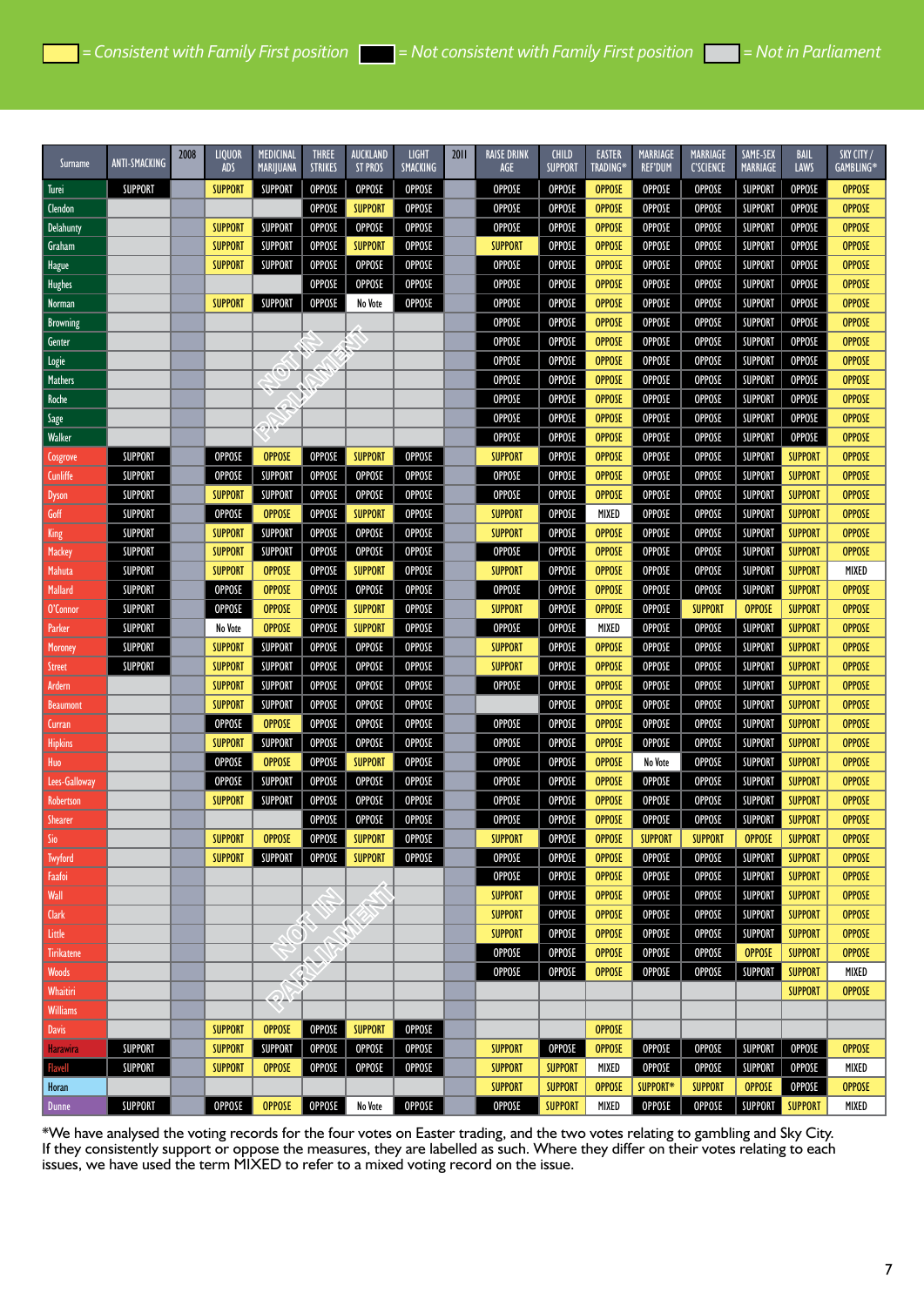= Consistent with Family First position = Not consistent with Family First position = Not in Parliament

| Surname | ANTI-SMACKING | 2008 | LIQUOR ADS | MEDICINAL MARIJUANA | THREE STRIKES | AUCKLAND ST PROS | LIGHT SMACKING | 2011 | RAISE DRINK AGE | CHILD SUPPORT | EASTER TRADING* | MARRIAGE REF'DUM | MARRIAGE C'SCIENCE | SAME-SEX MARRIAGE | BAIL LAWS | SKY CITY / GAMBLING* |
|---|---|---|---|---|---|---|---|---|---|---|---|---|---|---|---|---|
| Turei | SUPPORT | | SUPPORT | SUPPORT | OPPOSE | OPPOSE | OPPOSE | | OPPOSE | OPPOSE | OPPOSE | OPPOSE | OPPOSE | SUPPORT | OPPOSE | OPPOSE |
| Clendon | | | | | OPPOSE | SUPPORT | OPPOSE | | OPPOSE | OPPOSE | OPPOSE | OPPOSE | OPPOSE | SUPPORT | OPPOSE | OPPOSE |
| Delahunty | | | SUPPORT | SUPPORT | OPPOSE | OPPOSE | OPPOSE | | OPPOSE | OPPOSE | OPPOSE | OPPOSE | OPPOSE | SUPPORT | OPPOSE | OPPOSE |
| Graham | | | SUPPORT | SUPPORT | OPPOSE | SUPPORT | OPPOSE | | SUPPORT | OPPOSE | OPPOSE | OPPOSE | OPPOSE | SUPPORT | OPPOSE | OPPOSE |
| Hague | | | SUPPORT | SUPPORT | OPPOSE | OPPOSE | OPPOSE | | OPPOSE | OPPOSE | OPPOSE | OPPOSE | OPPOSE | SUPPORT | OPPOSE | OPPOSE |
| Hughes | | | | | OPPOSE | OPPOSE | OPPOSE | | OPPOSE | OPPOSE | OPPOSE | OPPOSE | OPPOSE | SUPPORT | OPPOSE | OPPOSE |
| Norman | | | SUPPORT | SUPPORT | OPPOSE | No Vote | OPPOSE | | OPPOSE | OPPOSE | OPPOSE | OPPOSE | OPPOSE | SUPPORT | OPPOSE | OPPOSE |
| Browning | | | NOT IN PARLIAMENT | | | | | | OPPOSE | OPPOSE | OPPOSE | OPPOSE | OPPOSE | SUPPORT | OPPOSE | OPPOSE |
| Genter | | | | | | | | | OPPOSE | OPPOSE | OPPOSE | OPPOSE | OPPOSE | SUPPORT | OPPOSE | OPPOSE |
| Logie | | | | | | | | | OPPOSE | OPPOSE | OPPOSE | OPPOSE | OPPOSE | SUPPORT | OPPOSE | OPPOSE |
| Mathers | | | | | | | | | OPPOSE | OPPOSE | OPPOSE | OPPOSE | OPPOSE | SUPPORT | OPPOSE | OPPOSE |
| Roche | | | | | | | | | OPPOSE | OPPOSE | OPPOSE | OPPOSE | OPPOSE | SUPPORT | OPPOSE | OPPOSE |
| Sage | | | | | | | | | OPPOSE | OPPOSE | OPPOSE | OPPOSE | OPPOSE | SUPPORT | OPPOSE | OPPOSE |
| Walker | | | | | | | | | OPPOSE | OPPOSE | OPPOSE | OPPOSE | OPPOSE | SUPPORT | OPPOSE | OPPOSE |
| Cosgrove | SUPPORT | | OPPOSE | OPPOSE | OPPOSE | SUPPORT | OPPOSE | | SUPPORT | OPPOSE | OPPOSE | OPPOSE | OPPOSE | SUPPORT | SUPPORT | OPPOSE |
| Cunliffe | SUPPORT | | OPPOSE | SUPPORT | OPPOSE | OPPOSE | OPPOSE | | OPPOSE | OPPOSE | OPPOSE | OPPOSE | OPPOSE | SUPPORT | SUPPORT | OPPOSE |
| Dyson | SUPPORT | | SUPPORT | SUPPORT | OPPOSE | OPPOSE | OPPOSE | | OPPOSE | OPPOSE | OPPOSE | OPPOSE | OPPOSE | SUPPORT | SUPPORT | OPPOSE |
| Goff | SUPPORT | | OPPOSE | OPPOSE | OPPOSE | SUPPORT | OPPOSE | | SUPPORT | OPPOSE | MIXED | OPPOSE | OPPOSE | SUPPORT | SUPPORT | OPPOSE |
| King | SUPPORT | | SUPPORT | SUPPORT | OPPOSE | OPPOSE | OPPOSE | | SUPPORT | OPPOSE | OPPOSE | OPPOSE | OPPOSE | SUPPORT | SUPPORT | OPPOSE |
| Mackey | SUPPORT | | SUPPORT | SUPPORT | OPPOSE | OPPOSE | OPPOSE | | OPPOSE | OPPOSE | OPPOSE | OPPOSE | OPPOSE | SUPPORT | SUPPORT | OPPOSE |
| Mahuta | SUPPORT | | SUPPORT | OPPOSE | OPPOSE | SUPPORT | OPPOSE | | SUPPORT | OPPOSE | OPPOSE | OPPOSE | OPPOSE | SUPPORT | SUPPORT | MIXED |
| Mallard | SUPPORT | | OPPOSE | OPPOSE | OPPOSE | OPPOSE | OPPOSE | | OPPOSE | OPPOSE | OPPOSE | OPPOSE | OPPOSE | SUPPORT | SUPPORT | OPPOSE |
| O'Connor | SUPPORT | | OPPOSE | OPPOSE | OPPOSE | SUPPORT | OPPOSE | | SUPPORT | OPPOSE | OPPOSE | OPPOSE | SUPPORT | OPPOSE | SUPPORT | OPPOSE |
| Parker | SUPPORT | | No Vote | OPPOSE | OPPOSE | SUPPORT | OPPOSE | | OPPOSE | OPPOSE | MIXED | OPPOSE | OPPOSE | SUPPORT | SUPPORT | OPPOSE |
| Moroney | SUPPORT | | SUPPORT | SUPPORT | OPPOSE | OPPOSE | OPPOSE | | SUPPORT | OPPOSE | OPPOSE | OPPOSE | OPPOSE | SUPPORT | SUPPORT | OPPOSE |
| Street | SUPPORT | | SUPPORT | SUPPORT | OPPOSE | OPPOSE | OPPOSE | | SUPPORT | OPPOSE | OPPOSE | OPPOSE | OPPOSE | SUPPORT | SUPPORT | OPPOSE |
| Ardern | | | SUPPORT | SUPPORT | OPPOSE | OPPOSE | OPPOSE | | OPPOSE | OPPOSE | OPPOSE | OPPOSE | OPPOSE | SUPPORT | SUPPORT | OPPOSE |
| Beaumont | | | SUPPORT | SUPPORT | OPPOSE | OPPOSE | OPPOSE | | | OPPOSE | OPPOSE | OPPOSE | OPPOSE | SUPPORT | SUPPORT | OPPOSE |
| Curran | | | OPPOSE | OPPOSE | OPPOSE | OPPOSE | OPPOSE | | OPPOSE | OPPOSE | OPPOSE | OPPOSE | OPPOSE | SUPPORT | SUPPORT | OPPOSE |
| Hipkins | | | SUPPORT | SUPPORT | OPPOSE | OPPOSE | OPPOSE | | OPPOSE | OPPOSE | OPPOSE | OPPOSE | OPPOSE | SUPPORT | SUPPORT | OPPOSE |
| Huo | | | OPPOSE | OPPOSE | OPPOSE | SUPPORT | OPPOSE | | OPPOSE | OPPOSE | OPPOSE | No Vote | OPPOSE | SUPPORT | SUPPORT | OPPOSE |
| Lees-Galloway | | | OPPOSE | SUPPORT | OPPOSE | OPPOSE | OPPOSE | | OPPOSE | OPPOSE | OPPOSE | OPPOSE | OPPOSE | SUPPORT | SUPPORT | OPPOSE |
| Robertson | | | SUPPORT | SUPPORT | OPPOSE | OPPOSE | OPPOSE | | OPPOSE | OPPOSE | OPPOSE | OPPOSE | OPPOSE | SUPPORT | SUPPORT | OPPOSE |
| Shearer | | | | | OPPOSE | OPPOSE | OPPOSE | | OPPOSE | OPPOSE | OPPOSE | OPPOSE | OPPOSE | SUPPORT | SUPPORT | OPPOSE |
| Sio | | | SUPPORT | OPPOSE | OPPOSE | SUPPORT | OPPOSE | | SUPPORT | OPPOSE | OPPOSE | SUPPORT | SUPPORT | OPPOSE | SUPPORT | OPPOSE |
| Twyford | | | SUPPORT | SUPPORT | OPPOSE | SUPPORT | OPPOSE | | OPPOSE | OPPOSE | OPPOSE | OPPOSE | OPPOSE | SUPPORT | SUPPORT | OPPOSE |
| Faafoi | | | NOT IN PARLIAMENT | | | | | | OPPOSE | OPPOSE | OPPOSE | OPPOSE | OPPOSE | SUPPORT | SUPPORT | OPPOSE |
| Wall | | | | | | | | | SUPPORT | OPPOSE | OPPOSE | OPPOSE | OPPOSE | SUPPORT | SUPPORT | OPPOSE |
| Clark | | | | | | | | | SUPPORT | OPPOSE | OPPOSE | OPPOSE | OPPOSE | SUPPORT | SUPPORT | OPPOSE |
| Little | | | | | | | | | SUPPORT | OPPOSE | OPPOSE | OPPOSE | OPPOSE | SUPPORT | SUPPORT | OPPOSE |
| Tirikatene | | | | | | | | | OPPOSE | OPPOSE | OPPOSE | OPPOSE | OPPOSE | OPPOSE | SUPPORT | OPPOSE |
| Woods | | | | | | | | | OPPOSE | OPPOSE | OPPOSE | OPPOSE | OPPOSE | SUPPORT | SUPPORT | MIXED |
| Whaitiri | | | | | | | | | | | | | | | SUPPORT | OPPOSE |
| Williams | | | | | | | | | | | | | | | | |
| Davis | | | SUPPORT | OPPOSE | OPPOSE | SUPPORT | OPPOSE | | | | OPPOSE | | | | | |
| Harawira | SUPPORT | | SUPPORT | SUPPORT | OPPOSE | OPPOSE | OPPOSE | | SUPPORT | OPPOSE | OPPOSE | OPPOSE | OPPOSE | SUPPORT | OPPOSE | OPPOSE |
| Flavell | SUPPORT | | SUPPORT | OPPOSE | OPPOSE | OPPOSE | OPPOSE | | SUPPORT | SUPPORT | MIXED | OPPOSE | OPPOSE | SUPPORT | OPPOSE | MIXED |
| Horan | | | | | | | | | SUPPORT | SUPPORT | OPPOSE | SUPPORT* | SUPPORT | OPPOSE | OPPOSE | OPPOSE |
| Dunne | SUPPORT | | OPPOSE | OPPOSE | OPPOSE | No Vote | OPPOSE | | OPPOSE | SUPPORT | MIXED | OPPOSE | OPPOSE | SUPPORT | SUPPORT | MIXED |

*We have analysed the voting records for the four votes on Easter trading, and the two votes relating to gambling and Sky City. If they consistently support or oppose the measures, they are labelled as such. Where they differ on their votes relating to each issues, we have used the term MIXED to refer to a mixed voting record on the issue.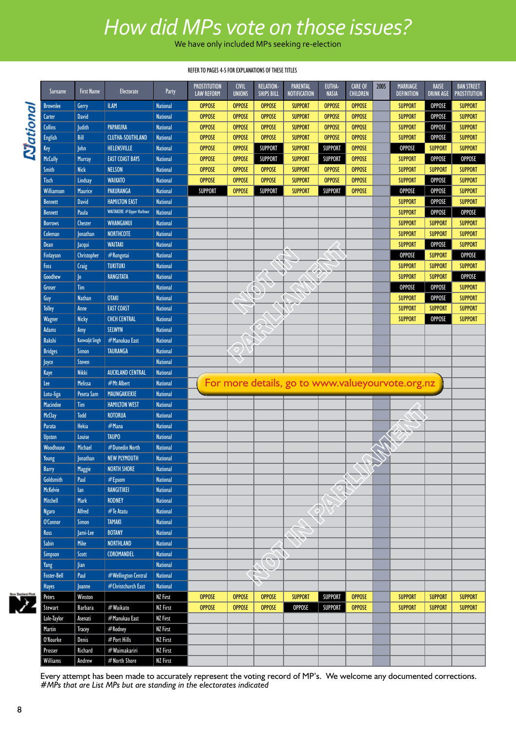# How did MPs vote on those issues?

We have only included MPs seeking re-election

REFER TO PAGES 4-5 FOR EXPLANATIONS OF THESE TITLES

| Surname | First Name | Electorate | Party | PROSTITUTION LAW REFORM | CIVIL UNIONS | RELATION-SHIPS BILL | PARENTAL NOTIFICATION | EUTHA-NASIA | CARE OF CHILDREN | 2005 | MARRIAGE DEFINITION | RAISE DRINK AGE | BAN STREET PROSTITUTION |
|---|---|---|---|---|---|---|---|---|---|---|---|---|---|
| Brownlee | Gerry | ILAM | National | OPPOSE | OPPOSE | OPPOSE | SUPPORT | OPPOSE | OPPOSE | | SUPPORT | OPPOSE | SUPPORT |
| Carter | David | | National | OPPOSE | OPPOSE | OPPOSE | SUPPORT | OPPOSE | OPPOSE | | SUPPORT | OPPOSE | SUPPORT |
| Collins | Judith | PAPAKURA | National | OPPOSE | OPPOSE | OPPOSE | SUPPORT | OPPOSE | OPPOSE | | SUPPORT | OPPOSE | SUPPORT |
| English | Bill | CLUTHA-SOUTHLAND | National | OPPOSE | OPPOSE | OPPOSE | SUPPORT | OPPOSE | OPPOSE | | SUPPORT | OPPOSE | SUPPORT |
| Key | John | HELENSVILLE | National | OPPOSE | OPPOSE | SUPPORT | SUPPORT | SUPPORT | OPPOSE | | OPPOSE | SUPPORT | SUPPORT |
| McCully | Murray | EAST COAST BAYS | National | OPPOSE | OPPOSE | SUPPORT | SUPPORT | SUPPORT | OPPOSE | | SUPPORT | OPPOSE | OPPOSE |
| Smith | Nick | NELSON | National | OPPOSE | OPPOSE | OPPOSE | SUPPORT | OPPOSE | OPPOSE | | SUPPORT | SUPPORT | SUPPORT |
| Tisch | Lindsay | WAIKATO | National | OPPOSE | OPPOSE | OPPOSE | SUPPORT | OPPOSE | OPPOSE | | SUPPORT | OPPOSE | SUPPORT |
| Williamson | Maurice | PAKURANGA | National | SUPPORT | OPPOSE | SUPPORT | SUPPORT | SUPPORT | OPPOSE | | OPPOSE | OPPOSE | SUPPORT |
| Bennett | David | HAMILTON EAST | National | NOT IN PARLIAMENT | | | | | | | SUPPORT | OPPOSE | SUPPORT |
| Bennett | Paula | WAITAKERE #Upper Harbour | National | | | | | | | | SUPPORT | OPPOSE | OPPOSE |
| Borrows | Chester | WHANGANUI | National | | | | | | | | SUPPORT | SUPPORT | SUPPORT |
| Coleman | Jonathan | NORTHCOTE | National | | | | | | | | SUPPORT | SUPPORT | SUPPORT |
| Dean | Jacqui | WAITAKI | National | | | | | | | | SUPPORT | OPPOSE | SUPPORT |
| Finlayson | Christopher | #Rongotai | National | | | | | | | | OPPOSE | SUPPORT | OPPOSE |
| Foss | Craig | TUKITUKI | National | | | | | | | | SUPPORT | SUPPORT | SUPPORT |
| Goodhew | Jo | RANGITATA | National | | | | | | | | SUPPORT | SUPPORT | OPPOSE |
| Groser | Tim | | National | | | | | | | | OPPOSE | OPPOSE | SUPPORT |
| Guy | Nathan | OTAKI | National | | | | | | | | SUPPORT | OPPOSE | SUPPORT |
| Tolley | Anne | EAST COAST | National | | | | | | | | SUPPORT | SUPPORT | SUPPORT |
| Wagner | Nicky | CHCH CENTRAL | National | | | | | | | | SUPPORT | OPPOSE | SUPPORT |
| Adams | Amy | SELWYN | National | NOT IN PARLIAMENT | | | | | | | | | |
| Bakshi | Kanwaljit Singh | #Manukau East | National | | | | | | | | | | |
| Bridges | Simon | TAURANGA | National | | | | | | | | | | |
| Joyce | Steven | | National | | | | | | | | | | |
| Kaye | Nikki | AUCKLAND CENTRAL | National | | | | | | | | | | |
| Lee | Melissa | #Mt Albert | National | | | | | | | | | | |
| Lotu-liga | Peseta Sam | MAUNGAKIEKIE | National | | | | | | | | | | |
| Macindoe | Tim | HAMILTON WEST | National | | | | | | | | | | |
| McClay | Todd | ROTORUA | National | | | | | | | | | | |
| Parata | Hekia | #Mana | National | | | | | | | | | | |
| Upston | Louise | TAUPO | National | | | | | | | | | | |
| Woodhouse | Michael | #Dunedin North | National | | | | | | | | | | |
| Young | Jonathan | NEW PLYMOUTH | National | | | | | | | | | | |
| Barry | Maggie | NORTH SHORE | National | | | | | | | | | | |
| Goldsmith | Paul | #Epsom | National | | | | | | | | | | |
| McKelvie | Ian | RANGITIKEI | National | | | | | | | | | | |
| Mitchell | Mark | RODNEY | National | | | | | | | | | | |
| Ngaro | Alfred | #Te Atatu | National | | | | | | | | | | |
| O'Connor | Simon | TAMAKI | National | | | | | | | | | | |
| Ross | Jami-Lee | BOTANY | National | | | | | | | | | | |
| Sabin | Mike | NORTHLAND | National | | | | | | | | | | |
| Simpson | Scott | COROMANDEL | National | | | | | | | | | | |
| Yang | Jian | | National | | | | | | | | | | |
| Foster-Bell | Paul | #Wellington Central | National | | | | | | | | | | |
| Hayes | Joanne | #Christchurch East | National | | | | | | | | | | |
| Peters | Winston | | NZ First | OPPOSE | OPPOSE | OPPOSE | SUPPORT | SUPPORT | OPPOSE | | SUPPORT | SUPPORT | SUPPORT |
| Stewart | Barbara | #Waikato | NZ First | OPPOSE | OPPOSE | OPPOSE | OPPOSE | SUPPORT | OPPOSE | | SUPPORT | SUPPORT | SUPPORT |
| Lole-Taylor | Asenati | #Manukau East | NZ First | | | | | | | | | | |
| Martin | Tracey | #Rodney | NZ First | | | | | | | | | | |
| O'Rourke | Denis | #Port Hills | NZ First | | | | | | | | | | |
| Prosser | Richard | #Waimakariri | NZ First | | | | | | | | | | |
| Williams | Andrew | #North Shore | NZ First | | | | | | | | | | |

For more details, go to www.valueyourvote.org.nz

Every attempt has been made to accurately represent the voting record of MP's. We welcome any documented corrections.

*#MPs that are List MPs but are standing in the electorates indicated*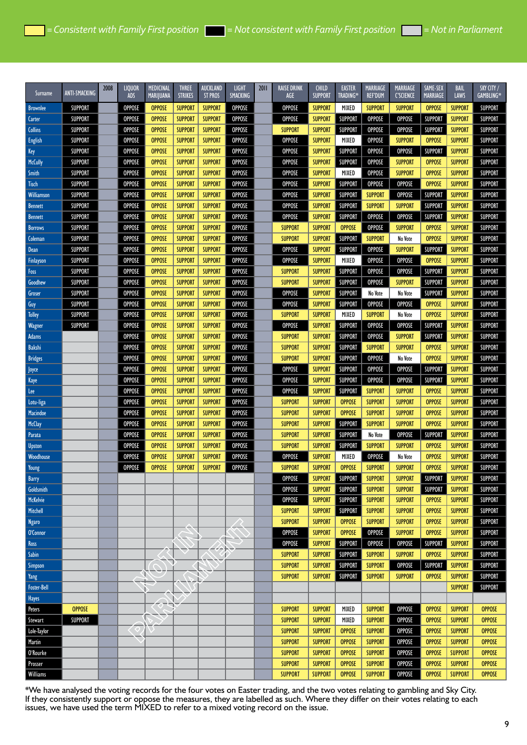= Consistent with Family First position = Not consistent with Family First position = Not in Parliament

| Surname | ANTI-SMACKING | 2008 | LIQUOR ADS | MEDICINAL MARIJUANA | THREE STRIKES | AUCKLAND ST PROS | LIGHT SMACKING | 2011 | RAISE DRINK AGE | CHILD SUPPORT | EASTER TRADING* | MARRIAGE REF'DUM | MARRIAGE C'SCIENCE | SAME-SEX MARRIAGE | BAIL LAWS | SKY CITY / GAMBLING* |
|---|---|---|---|---|---|---|---|---|---|---|---|---|---|---|---|---|
| Brownlee | SUPPORT | | OPPOSE | OPPOSE | SUPPORT | SUPPORT | OPPOSE | | OPPOSE | SUPPORT | MIXED | SUPPORT | SUPPORT | OPPOSE | SUPPORT | SUPPORT |
| Carter | SUPPORT | | OPPOSE | OPPOSE | SUPPORT | SUPPORT | OPPOSE | | OPPOSE | SUPPORT | SUPPORT | OPPOSE | OPPOSE | SUPPORT | SUPPORT | SUPPORT |
| Collins | SUPPORT | | OPPOSE | OPPOSE | SUPPORT | SUPPORT | OPPOSE | | SUPPORT | SUPPORT | SUPPORT | OPPOSE | OPPOSE | SUPPORT | SUPPORT | SUPPORT |
| English | SUPPORT | | OPPOSE | OPPOSE | SUPPORT | SUPPORT | OPPOSE | | OPPOSE | SUPPORT | MIXED | OPPOSE | SUPPORT | OPPOSE | SUPPORT | SUPPORT |
| Key | SUPPORT | | OPPOSE | OPPOSE | SUPPORT | SUPPORT | OPPOSE | | OPPOSE | SUPPORT | SUPPORT | OPPOSE | OPPOSE | SUPPORT | SUPPORT | SUPPORT |
| McCully | SUPPORT | | OPPOSE | OPPOSE | SUPPORT | SUPPORT | OPPOSE | | OPPOSE | SUPPORT | SUPPORT | OPPOSE | SUPPORT | OPPOSE | SUPPORT | SUPPORT |
| Smith | SUPPORT | | OPPOSE | OPPOSE | SUPPORT | SUPPORT | OPPOSE | | OPPOSE | SUPPORT | MIXED | OPPOSE | SUPPORT | OPPOSE | SUPPORT | SUPPORT |
| Tisch | SUPPORT | | OPPOSE | OPPOSE | SUPPORT | SUPPORT | OPPOSE | | OPPOSE | SUPPORT | SUPPORT | OPPOSE | OPPOSE | OPPOSE | SUPPORT | SUPPORT |
| Williamson | SUPPORT | | OPPOSE | OPPOSE | SUPPORT | SUPPORT | OPPOSE | | OPPOSE | SUPPORT | SUPPORT | SUPPORT | OPPOSE | SUPPORT | SUPPORT | SUPPORT |
| Bennett | SUPPORT | | OPPOSE | OPPOSE | SUPPORT | SUPPORT | OPPOSE | | OPPOSE | SUPPORT | SUPPORT | SUPPORT | SUPPORT | SUPPORT | SUPPORT | SUPPORT |
| Bennett | SUPPORT | | OPPOSE | OPPOSE | SUPPORT | SUPPORT | OPPOSE | | OPPOSE | SUPPORT | SUPPORT | OPPOSE | OPPOSE | SUPPORT | SUPPORT | SUPPORT |
| Borrows | SUPPORT | | OPPOSE | OPPOSE | SUPPORT | SUPPORT | OPPOSE | | SUPPORT | SUPPORT | OPPOSE | OPPOSE | SUPPORT | OPPOSE | SUPPORT | SUPPORT |
| Coleman | SUPPORT | | OPPOSE | OPPOSE | SUPPORT | SUPPORT | OPPOSE | | SUPPORT | SUPPORT | SUPPORT | SUPPORT | No Vote | OPPOSE | SUPPORT | SUPPORT |
| Dean | SUPPORT | | OPPOSE | OPPOSE | SUPPORT | SUPPORT | OPPOSE | | OPPOSE | SUPPORT | SUPPORT | OPPOSE | SUPPORT | SUPPORT | SUPPORT | SUPPORT |
| Finlayson | SUPPORT | | OPPOSE | OPPOSE | SUPPORT | SUPPORT | OPPOSE | | OPPOSE | SUPPORT | MIXED | OPPOSE | OPPOSE | OPPOSE | SUPPORT | SUPPORT |
| Foss | SUPPORT | | OPPOSE | OPPOSE | SUPPORT | SUPPORT | OPPOSE | | SUPPORT | SUPPORT | SUPPORT | OPPOSE | OPPOSE | SUPPORT | SUPPORT | SUPPORT |
| Goodhew | SUPPORT | | OPPOSE | OPPOSE | SUPPORT | SUPPORT | OPPOSE | | SUPPORT | SUPPORT | SUPPORT | OPPOSE | SUPPORT | SUPPORT | SUPPORT | SUPPORT |
| Groser | SUPPORT | | OPPOSE | OPPOSE | SUPPORT | SUPPORT | OPPOSE | | OPPOSE | SUPPORT | SUPPORT | No Vote | No Vote | SUPPORT | SUPPORT | SUPPORT |
| Guy | SUPPORT | | OPPOSE | OPPOSE | SUPPORT | SUPPORT | OPPOSE | | OPPOSE | SUPPORT | SUPPORT | OPPOSE | OPPOSE | OPPOSE | SUPPORT | SUPPORT |
| Tolley | SUPPORT | | OPPOSE | OPPOSE | SUPPORT | SUPPORT | OPPOSE | | SUPPORT | SUPPORT | MIXED | SUPPORT | No Vote | OPPOSE | SUPPORT | SUPPORT |
| Wagner | SUPPORT | | OPPOSE | OPPOSE | SUPPORT | SUPPORT | OPPOSE | | OPPOSE | SUPPORT | SUPPORT | OPPOSE | OPPOSE | SUPPORT | SUPPORT | SUPPORT |
| Adams | | | OPPOSE | OPPOSE | SUPPORT | SUPPORT | OPPOSE | | SUPPORT | SUPPORT | SUPPORT | OPPOSE | SUPPORT | SUPPORT | SUPPORT | SUPPORT |
| Bakshi | | | OPPOSE | OPPOSE | SUPPORT | SUPPORT | OPPOSE | | SUPPORT | SUPPORT | SUPPORT | SUPPORT | SUPPORT | OPPOSE | SUPPORT | SUPPORT |
| Bridges | | | OPPOSE | OPPOSE | SUPPORT | SUPPORT | OPPOSE | | SUPPORT | SUPPORT | SUPPORT | OPPOSE | No Vote | OPPOSE | SUPPORT | SUPPORT |
| Joyce | | | OPPOSE | OPPOSE | SUPPORT | SUPPORT | OPPOSE | | OPPOSE | SUPPORT | SUPPORT | OPPOSE | OPPOSE | SUPPORT | SUPPORT | SUPPORT |
| Kaye | | | OPPOSE | OPPOSE | SUPPORT | SUPPORT | OPPOSE | | OPPOSE | SUPPORT | SUPPORT | OPPOSE | OPPOSE | SUPPORT | SUPPORT | SUPPORT |
| Lee | | | OPPOSE | OPPOSE | SUPPORT | SUPPORT | OPPOSE | | OPPOSE | SUPPORT | SUPPORT | SUPPORT | SUPPORT | OPPOSE | SUPPORT | SUPPORT |
| Lotu-liga | | | OPPOSE | OPPOSE | SUPPORT | SUPPORT | OPPOSE | | SUPPORT | SUPPORT | OPPOSE | SUPPORT | SUPPORT | OPPOSE | SUPPORT | SUPPORT |
| Macindoe | | | OPPOSE | OPPOSE | SUPPORT | SUPPORT | OPPOSE | | SUPPORT | SUPPORT | OPPOSE | SUPPORT | SUPPORT | OPPOSE | SUPPORT | SUPPORT |
| McClay | | | OPPOSE | OPPOSE | SUPPORT | SUPPORT | OPPOSE | | SUPPORT | SUPPORT | SUPPORT | SUPPORT | SUPPORT | OPPOSE | SUPPORT | SUPPORT |
| Parata | | | OPPOSE | OPPOSE | SUPPORT | SUPPORT | OPPOSE | | SUPPORT | SUPPORT | SUPPORT | No Vote | OPPOSE | SUPPORT | SUPPORT | SUPPORT |
| Upston | | | OPPOSE | OPPOSE | SUPPORT | SUPPORT | OPPOSE | | SUPPORT | SUPPORT | SUPPORT | SUPPORT | SUPPORT | OPPOSE | SUPPORT | SUPPORT |
| Woodhouse | | | OPPOSE | OPPOSE | SUPPORT | SUPPORT | OPPOSE | | OPPOSE | SUPPORT | MIXED | OPPOSE | No Vote | OPPOSE | SUPPORT | SUPPORT |
| Young | | | OPPOSE | OPPOSE | SUPPORT | SUPPORT | OPPOSE | | SUPPORT | SUPPORT | OPPOSE | SUPPORT | SUPPORT | OPPOSE | SUPPORT | SUPPORT |
| Barry | | | | | | | | | OPPOSE | SUPPORT | SUPPORT | SUPPORT | SUPPORT | SUPPORT | SUPPORT | SUPPORT |
| Goldsmith | | | | | | | | | OPPOSE | SUPPORT | SUPPORT | SUPPORT | SUPPORT | SUPPORT | SUPPORT | SUPPORT |
| McKelvie | | | | | | | | | OPPOSE | SUPPORT | SUPPORT | SUPPORT | SUPPORT | OPPOSE | SUPPORT | SUPPORT |
| Mitchell | | | | | | | | | SUPPORT | SUPPORT | SUPPORT | SUPPORT | SUPPORT | OPPOSE | SUPPORT | SUPPORT |
| Ngaro | | | | | | | | | SUPPORT | SUPPORT | OPPOSE | SUPPORT | SUPPORT | OPPOSE | SUPPORT | SUPPORT |
| O'Connor | | | | | | | | | OPPOSE | SUPPORT | OPPOSE | OPPOSE | SUPPORT | OPPOSE | SUPPORT | SUPPORT |
| Ross | | | | | | | | | OPPOSE | SUPPORT | SUPPORT | OPPOSE | OPPOSE | SUPPORT | SUPPORT | SUPPORT |
| Sabin | | | | | | | | | SUPPORT | SUPPORT | SUPPORT | SUPPORT | SUPPORT | OPPOSE | SUPPORT | SUPPORT |
| Simpson | | | | | | | | | SUPPORT | SUPPORT | SUPPORT | SUPPORT | OPPOSE | SUPPORT | SUPPORT | SUPPORT |
| Yang | | | | | | | | | SUPPORT | SUPPORT | SUPPORT | SUPPORT | SUPPORT | OPPOSE | SUPPORT | SUPPORT |
| Foster-Bell | | | | | | | | | | | | | | | SUPPORT | SUPPORT |
| Hayes | | | | | | | | | | | | | | | | |
| Peters | OPPOSE | | | | | | | | SUPPORT | SUPPORT | MIXED | SUPPORT | OPPOSE | OPPOSE | SUPPORT | OPPOSE |
| Stewart | SUPPORT | | | | | | | | SUPPORT | SUPPORT | MIXED | SUPPORT | OPPOSE | OPPOSE | SUPPORT | OPPOSE |
| Lole-Taylor | | | | | | | | | SUPPORT | SUPPORT | OPPOSE | SUPPORT | OPPOSE | OPPOSE | SUPPORT | OPPOSE |
| Martin | | | | | | | | | SUPPORT | SUPPORT | OPPOSE | SUPPORT | OPPOSE | OPPOSE | SUPPORT | OPPOSE |
| O'Rourke | | | | | | | | | SUPPORT | SUPPORT | OPPOSE | SUPPORT | OPPOSE | OPPOSE | SUPPORT | OPPOSE |
| Prosser | | | | | | | | | SUPPORT | SUPPORT | OPPOSE | SUPPORT | OPPOSE | OPPOSE | SUPPORT | OPPOSE |
| Williams | | | | | | | | | SUPPORT | SUPPORT | OPPOSE | SUPPORT | OPPOSE | OPPOSE | SUPPORT | OPPOSE |

NOT IN PARLIAMENT

*We have analysed the voting records for the four votes on Easter trading, and the two votes relating to gambling and Sky City. If they consistently support or oppose the measures, they are labelled as such. Where they differ on their votes relating to each issues, we have used the term MIXED to refer to a mixed voting record on the issue.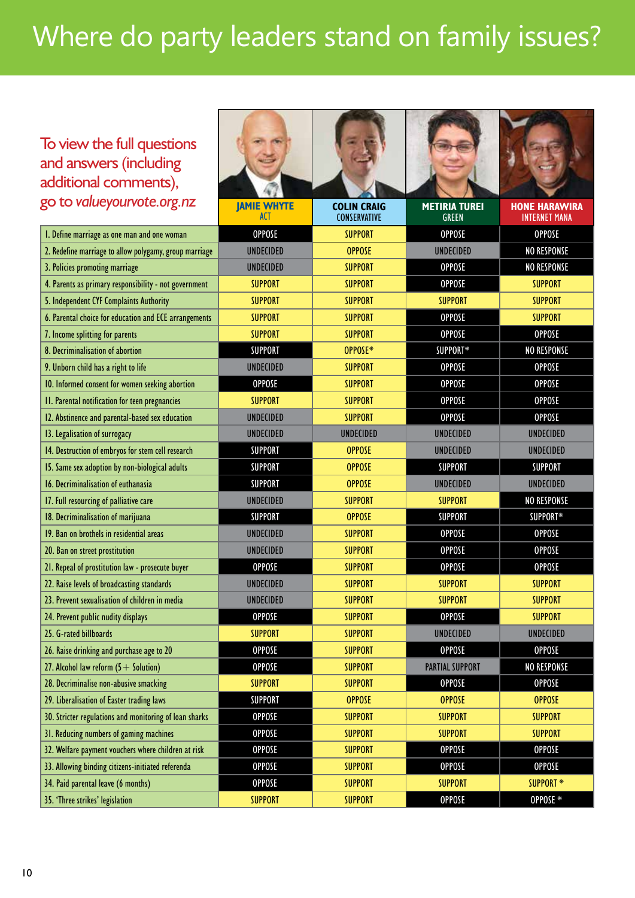# Where do party leaders stand on family issues?

To view the full questions and answers (including additional comments), go to *valueyourvote.org.nz*

| | JAMIE WHYTE ACT | COLIN CRAIG CONSERVATIVE | METIRIA TUREI GREEN | HONE HARAWIRA INTERNET MANA |
|---|---|---|---|---|
| 1. Define marriage as one man and one woman | OPPOSE | SUPPORT | OPPOSE | OPPOSE |
| 2. Redefine marriage to allow polygamy, group marriage | UNDECIDED | OPPOSE | UNDECIDED | NO RESPONSE |
| 3. Policies promoting marriage | UNDECIDED | SUPPORT | OPPOSE | NO RESPONSE |
| 4. Parents as primary responsibility - not government | SUPPORT | SUPPORT | OPPOSE | SUPPORT |
| 5. Independent CYF Complaints Authority | SUPPORT | SUPPORT | SUPPORT | SUPPORT |
| 6. Parental choice for education and ECE arrangements | SUPPORT | SUPPORT | OPPOSE | SUPPORT |
| 7. Income splitting for parents | SUPPORT | SUPPORT | OPPOSE | OPPOSE |
| 8. Decriminalisation of abortion | SUPPORT | OPPOSE* | SUPPORT* | NO RESPONSE |
| 9. Unborn child has a right to life | UNDECIDED | SUPPORT | OPPOSE | OPPOSE |
| 10. Informed consent for women seeking abortion | OPPOSE | SUPPORT | OPPOSE | OPPOSE |
| 11. Parental notification for teen pregnancies | SUPPORT | SUPPORT | OPPOSE | OPPOSE |
| 12. Abstinence and parental-based sex education | UNDECIDED | SUPPORT | OPPOSE | OPPOSE |
| 13. Legalisation of surrogacy | UNDECIDED | UNDECIDED | UNDECIDED | UNDECIDED |
| 14. Destruction of embryos for stem cell research | SUPPORT | OPPOSE | UNDECIDED | UNDECIDED |
| 15. Same sex adoption by non-biological adults | SUPPORT | OPPOSE | SUPPORT | SUPPORT |
| 16. Decriminalisation of euthanasia | SUPPORT | OPPOSE | UNDECIDED | UNDECIDED |
| 17. Full resourcing of palliative care | UNDECIDED | SUPPORT | SUPPORT | NO RESPONSE |
| 18. Decriminalisation of marijuana | SUPPORT | OPPOSE | SUPPORT | SUPPORT* |
| 19. Ban on brothels in residential areas | UNDECIDED | SUPPORT | OPPOSE | OPPOSE |
| 20. Ban on street prostitution | UNDECIDED | SUPPORT | OPPOSE | OPPOSE |
| 21. Repeal of prostitution law - prosecute buyer | OPPOSE | SUPPORT | OPPOSE | OPPOSE |
| 22. Raise levels of broadcasting standards | UNDECIDED | SUPPORT | SUPPORT | SUPPORT |
| 23. Prevent sexualisation of children in media | UNDECIDED | SUPPORT | SUPPORT | SUPPORT |
| 24. Prevent public nudity displays | OPPOSE | SUPPORT | OPPOSE | SUPPORT |
| 25. G-rated billboards | SUPPORT | SUPPORT | UNDECIDED | UNDECIDED |
| 26. Raise drinking and purchase age to 20 | OPPOSE | SUPPORT | OPPOSE | OPPOSE |
| 27. Alcohol law reform (5+ Solution) | OPPOSE | SUPPORT | PARTIAL SUPPORT | NO RESPONSE |
| 28. Decriminalise non-abusive smacking | SUPPORT | SUPPORT | OPPOSE | OPPOSE |
| 29. Liberalisation of Easter trading laws | SUPPORT | OPPOSE | OPPOSE | OPPOSE |
| 30. Stricter regulations and monitoring of loan sharks | OPPOSE | SUPPORT | SUPPORT | SUPPORT |
| 31. Reducing numbers of gaming machines | OPPOSE | SUPPORT | SUPPORT | SUPPORT |
| 32. Welfare payment vouchers where children at risk | OPPOSE | SUPPORT | OPPOSE | OPPOSE |
| 33. Allowing binding citizens-initiated referenda | OPPOSE | SUPPORT | OPPOSE | OPPOSE |
| 34. Paid parental leave (6 months) | OPPOSE | SUPPORT | SUPPORT | SUPPORT * |
| 35. 'Three strikes' legislation | SUPPORT | SUPPORT | OPPOSE | OPPOSE * |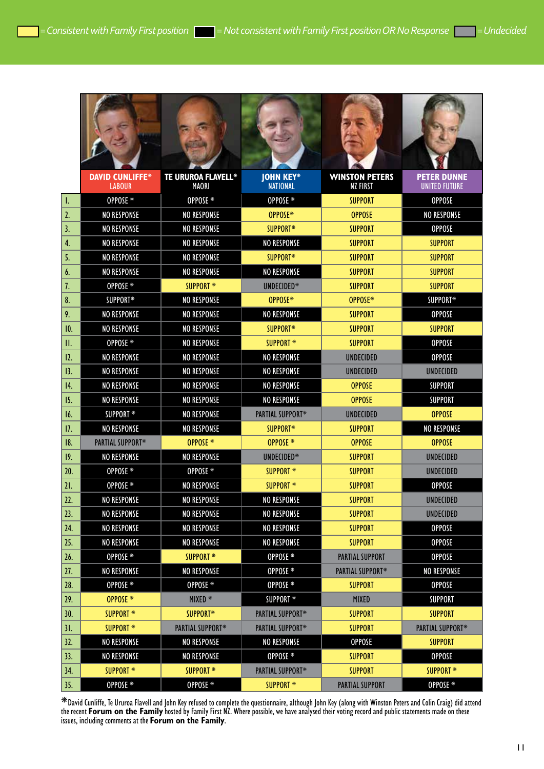= Consistent with Family First position | = Not consistent with Family First position OR No Response | = Undecided

| | DAVID CUNLIFFE* LABOUR | TE URUROA FLAVELL* MAORI | JOHN KEY* NATIONAL | WINSTON PETERS NZ FIRST | PETER DUNNE UNITED FUTURE |
|---|---|---|---|---|---|
| 1. | OPPOSE * | OPPOSE * | OPPOSE * | SUPPORT | OPPOSE |
| 2. | NO RESPONSE | NO RESPONSE | OPPOSE* | OPPOSE | NO RESPONSE |
| 3. | NO RESPONSE | NO RESPONSE | SUPPORT* | SUPPORT | OPPOSE |
| 4. | NO RESPONSE | NO RESPONSE | NO RESPONSE | SUPPORT | SUPPORT |
| 5. | NO RESPONSE | NO RESPONSE | SUPPORT* | SUPPORT | SUPPORT |
| 6. | NO RESPONSE | NO RESPONSE | NO RESPONSE | SUPPORT | SUPPORT |
| 7. | OPPOSE * | SUPPORT * | UNDECIDED* | SUPPORT | SUPPORT |
| 8. | SUPPORT* | NO RESPONSE | OPPOSE* | OPPOSE* | SUPPORT* |
| 9. | NO RESPONSE | NO RESPONSE | NO RESPONSE | SUPPORT | OPPOSE |
| 10. | NO RESPONSE | NO RESPONSE | SUPPORT* | SUPPORT | SUPPORT |
| 11. | OPPOSE * | NO RESPONSE | SUPPORT * | SUPPORT | OPPOSE |
| 12. | NO RESPONSE | NO RESPONSE | NO RESPONSE | UNDECIDED | OPPOSE |
| 13. | NO RESPONSE | NO RESPONSE | NO RESPONSE | UNDECIDED | UNDECIDED |
| 14. | NO RESPONSE | NO RESPONSE | NO RESPONSE | OPPOSE | SUPPORT |
| 15. | NO RESPONSE | NO RESPONSE | NO RESPONSE | OPPOSE | SUPPORT |
| 16. | SUPPORT * | NO RESPONSE | PARTIAL SUPPORT* | UNDECIDED | OPPOSE |
| 17. | NO RESPONSE | NO RESPONSE | SUPPORT* | SUPPORT | NO RESPONSE |
| 18. | PARTIAL SUPPORT* | OPPOSE * | OPPOSE * | OPPOSE | OPPOSE |
| 19. | NO RESPONSE | NO RESPONSE | UNDECIDED* | SUPPORT | UNDECIDED |
| 20. | OPPOSE * | OPPOSE * | SUPPORT * | SUPPORT | UNDECIDED |
| 21. | OPPOSE * | NO RESPONSE | SUPPORT * | SUPPORT | OPPOSE |
| 22. | NO RESPONSE | NO RESPONSE | NO RESPONSE | SUPPORT | UNDECIDED |
| 23. | NO RESPONSE | NO RESPONSE | NO RESPONSE | SUPPORT | UNDECIDED |
| 24. | NO RESPONSE | NO RESPONSE | NO RESPONSE | SUPPORT | OPPOSE |
| 25. | NO RESPONSE | NO RESPONSE | NO RESPONSE | SUPPORT | OPPOSE |
| 26. | OPPOSE * | SUPPORT * | OPPOSE * | PARTIAL SUPPORT | OPPOSE |
| 27. | NO RESPONSE | NO RESPONSE | OPPOSE * | PARTIAL SUPPORT* | NO RESPONSE |
| 28. | OPPOSE * | OPPOSE * | OPPOSE * | SUPPORT | OPPOSE |
| 29. | OPPOSE * | MIXED * | SUPPORT * | MIXED | SUPPORT |
| 30. | SUPPORT * | SUPPORT* | PARTIAL SUPPORT* | SUPPORT | SUPPORT |
| 31. | SUPPORT * | PARTIAL SUPPORT* | PARTIAL SUPPORT* | SUPPORT | PARTIAL SUPPORT* |
| 32. | NO RESPONSE | NO RESPONSE | NO RESPONSE | OPPOSE | SUPPORT |
| 33. | NO RESPONSE | NO RESPONSE | OPPOSE * | SUPPORT | OPPOSE |
| 34. | SUPPORT * | SUPPORT * | PARTIAL SUPPORT* | SUPPORT | SUPPORT * |
| 35. | OPPOSE * | OPPOSE * | SUPPORT * | PARTIAL SUPPORT | OPPOSE * |

*David Cunliffe, Te Ururoa Flavell and John Key refused to complete the questionnaire, although John Key (along with Winston Peters and Colin Craig) did attend the recent **Forum on the Family** hosted by Family First NZ. Where possible, we have analysed their voting record and public statements made on these issues, including comments at the **Forum on the Family**.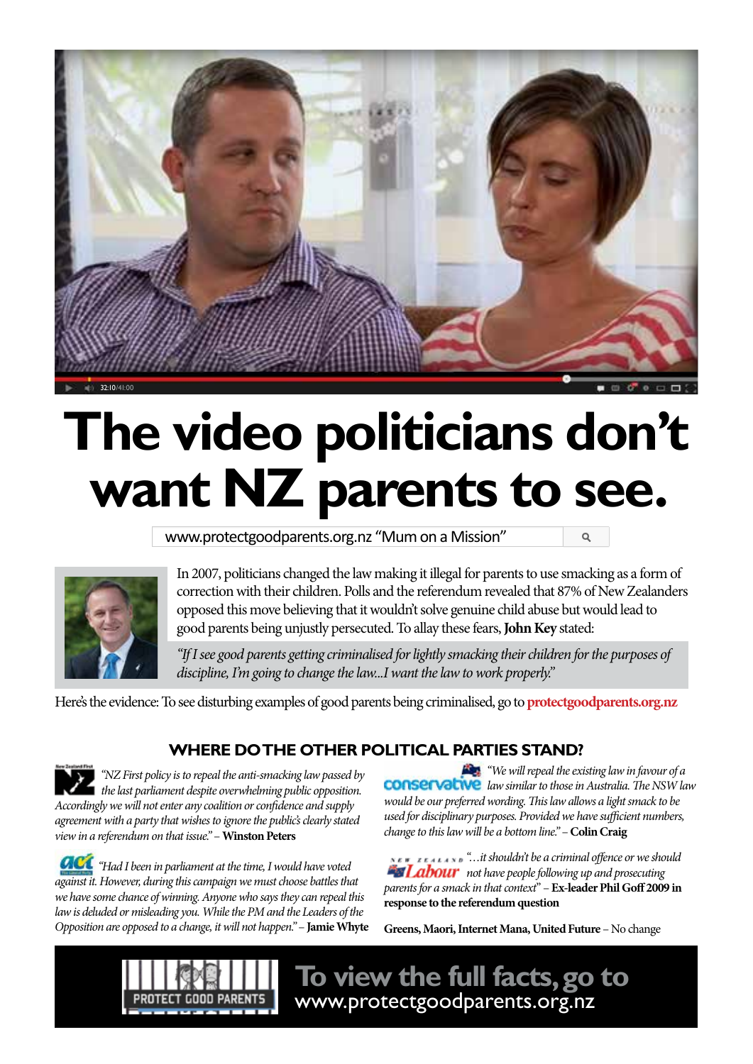# The video politicians don't want NZ parents to see.

www.protectgoodparents.org.nz "Mum on a Mission"

In 2007, politicians changed the law making it illegal for parents to use smacking as a form of correction with their children. Polls and the referendum revealed that 87% of New Zealanders opposed this move believing that it wouldn't solve genuine child abuse but would lead to good parents being unjustly persecuted. To allay these fears, **John Key** stated:

*"If I see good parents getting criminalised for lightly smacking their children for the purposes of discipline, I'm going to change the law...I want the law to work properly."*

Here's the evidence: To see disturbing examples of good parents being criminalised, go to **protectgoodparents.org.nz**

## WHERE DO THE OTHER POLITICAL PARTIES STAND?

*"NZ First policy is to repeal the anti-smacking law passed by the last parliament despite overwhelming public opposition. Accordingly we will not enter any coalition or confidence and supply agreement with a party that wishes to ignore the public's clearly stated view in a referendum on that issue."* – **Winston Peters**

*"Had I been in parliament at the time, I would have voted against it. However, during this campaign we must choose battles that we have some chance of winning. Anyone who says they can repeal this law is deluded or misleading you. While the PM and the Leaders of the Opposition are opposed to a change, it will not happen."* – **Jamie Whyte**

*"We will repeal the existing law in favour of a law similar to those in Australia. The NSW law would be our preferred wording. This law allows a light smack to be used for disciplinary purposes. Provided we have sufficient numbers, change to this law will be a bottom line."* – **Colin Craig**

*"...it shouldn't be a criminal offence or we should not have people following up and prosecuting parents for a smack in that context"* – **Ex-leader Phil Goff 2009 in response to the referendum question**

**Greens, Maori, Internet Mana, United Future** – No change

PROTECT GOOD PARENTS

**To view the full facts, go to www.protectgoodparents.org.nz**